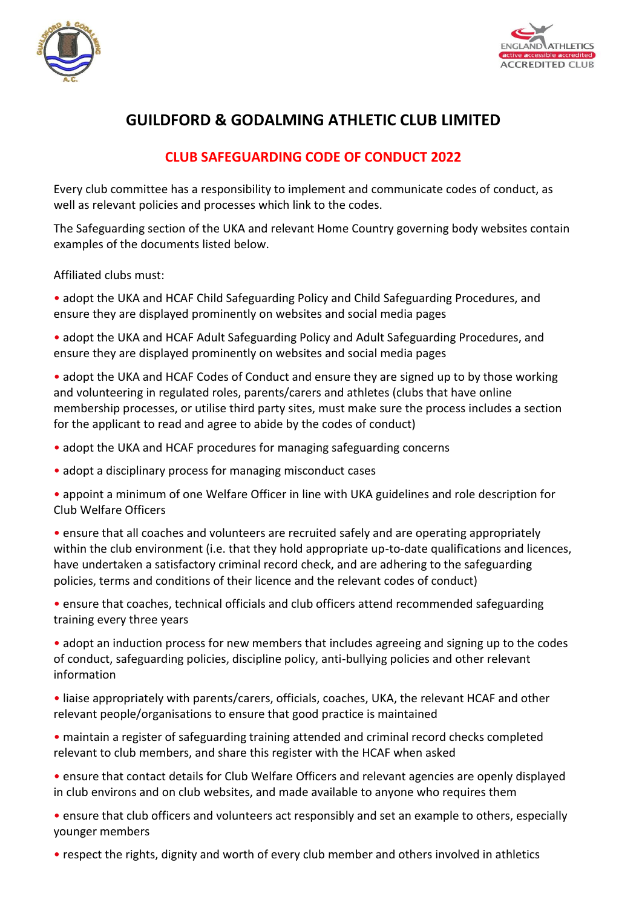# GUILDFORD & GODALMING ATHLETIC CLUB LIMITED

## CLUB SAFEGUARDING CODE OF CONDUCT 2022

Every club committee has a responsibility to implement and communicate codes of conduct, as well as relevant policies and processes which link to the codes.

The Safeguarding section of the UKA and relevant Home Country governing body websites contain examples of the documents listed below.

Affiliated clubs must:

- adopt the UKA and HCAF Child Safeguarding Policy and Child Safeguarding Procedures, and ensure they are displayed prominently on websites and social media pages
- adopt the UKA and HCAF Adult Safeguarding Policy and Adult Safeguarding Procedures, and ensure they are displayed prominently on websites and social media pages
- adopt the UKA and HCAF Codes of Conduct and ensure they are signed up to by those working and volunteering in regulated roles, parents/carers and athletes (clubs that have online membership processes, or utilise third party sites, must make sure the process includes a section for the applicant to read and agree to abide by the codes of conduct)
- adopt the UKA and HCAF procedures for managing safeguarding concerns
- adopt a disciplinary process for managing misconduct cases
- appoint a minimum of one Welfare Officer in line with UKA guidelines and role description for Club Welfare Officers
- ensure that all coaches and volunteers are recruited safely and are operating appropriately within the club environment (i.e. that they hold appropriate up-to-date qualifications and licences, have undertaken a satisfactory criminal record check, and are adhering to the safeguarding policies, terms and conditions of their licence and the relevant codes of conduct)
- ensure that coaches, technical officials and club officers attend recommended safeguarding training every three years
- adopt an induction process for new members that includes agreeing and signing up to the codes of conduct, safeguarding policies, discipline policy, anti-bullying policies and other relevant information
- liaise appropriately with parents/carers, officials, coaches, UKA, the relevant HCAF and other relevant people/organisations to ensure that good practice is maintained
- maintain a register of safeguarding training attended and criminal record checks completed relevant to club members, and share this register with the HCAF when asked
- ensure that contact details for Club Welfare Officers and relevant agencies are openly displayed in club environs and on club websites, and made available to anyone who requires them
- ensure that club officers and volunteers act responsibly and set an example to others, especially younger members
- respect the rights, dignity and worth of every club member and others involved in athletics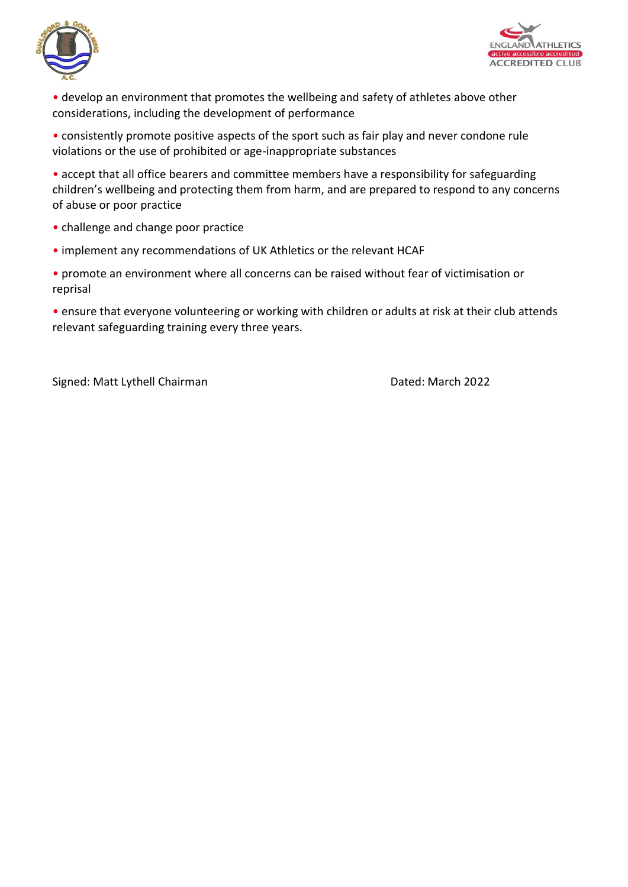- develop an environment that promotes the wellbeing and safety of athletes above other considerations, including the development of performance
- consistently promote positive aspects of the sport such as fair play and never condone rule violations or the use of prohibited or age-inappropriate substances
- accept that all office bearers and committee members have a responsibility for safeguarding children's wellbeing and protecting them from harm, and are prepared to respond to any concerns of abuse or poor practice
- challenge and change poor practice
- implement any recommendations of UK Athletics or the relevant HCAF
- promote an environment where all concerns can be raised without fear of victimisation or reprisal
- ensure that everyone volunteering or working with children or adults at risk at their club attends relevant safeguarding training every three years.

Signed: Matt Lythell Chairman

Dated: March 2022